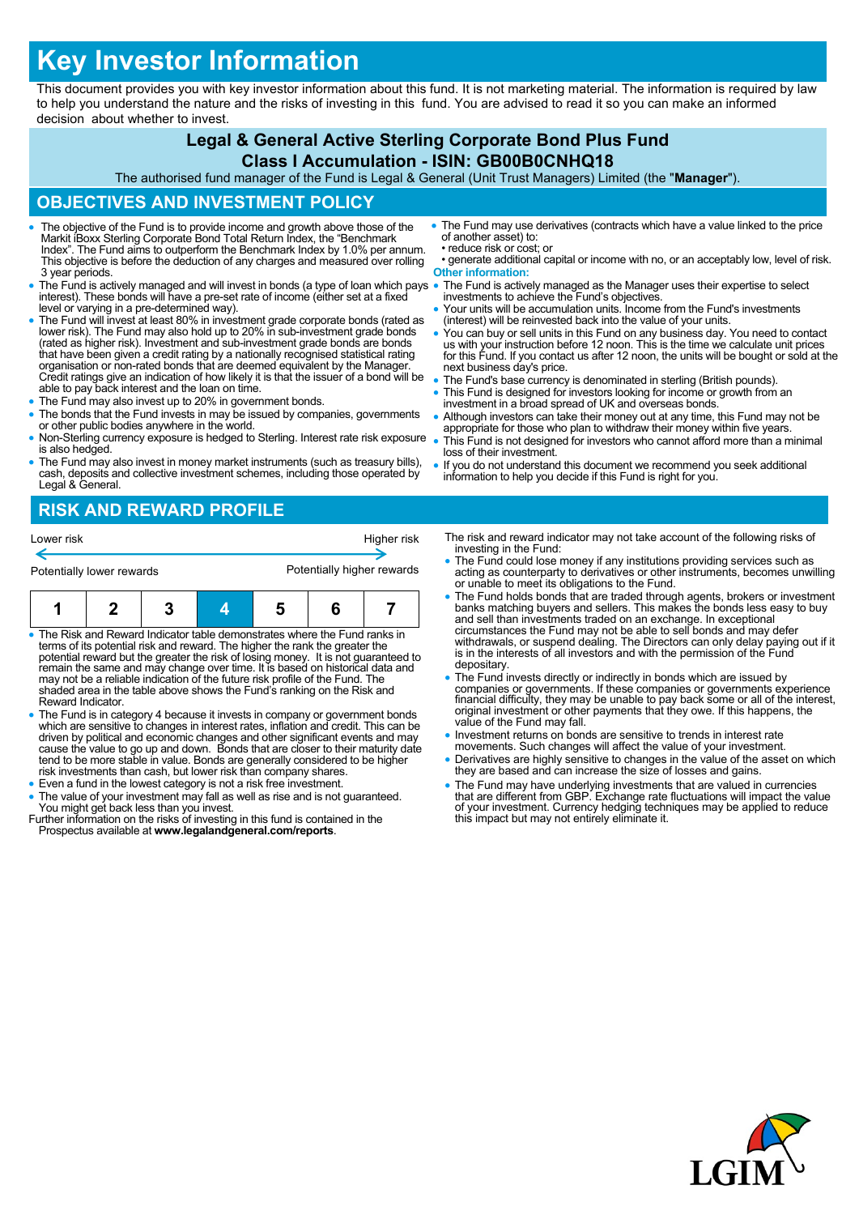# Key Investor Information

This document provides you with key investor information about this fund. It is not marketing material. The information is required by law to help you understand the nature and the risks of investing in this fund. You are advised to read it so you can make an informed decision about whether to invest.

## Legal & General Active Sterling Corporate Bond Plus Fund
## Class I Accumulation - ISIN: GB00B0CNHQ18

The authorised fund manager of the Fund is Legal & General (Unit Trust Managers) Limited (the "**Manager**").

## OBJECTIVES AND INVESTMENT POLICY

- The objective of the Fund is to provide income and growth above those of the Markit iBoxx Sterling Corporate Bond Total Return Index, the "Benchmark Index". The Fund aims to outperform the Benchmark Index by 1.0% per annum. This objective is before the deduction of any charges and measured over rolling 3 year periods.
- The Fund is actively managed and will invest in bonds (a type of loan which pays interest). These bonds will have a pre-set rate of income (either set at a fixed level or varying in a pre-determined way).
- The Fund will invest at least 80% in investment grade corporate bonds (rated as lower risk). The Fund may also hold up to 20% in sub-investment grade bonds (rated as higher risk). Investment and sub-investment grade bonds are bonds that have been given a credit rating by a nationally recognised statistical rating organisation or non-rated bonds that are deemed equivalent by the Manager. Credit ratings give an indication of how likely it is that the issuer of a bond will be able to pay back interest and the loan on time.
- The Fund may also invest up to 20% in government bonds.
- The bonds that the Fund invests in may be issued by companies, governments or other public bodies anywhere in the world.
- Non-Sterling currency exposure is hedged to Sterling. Interest rate risk exposure is also hedged.
- The Fund may also invest in money market instruments (such as treasury bills), cash, deposits and collective investment schemes, including those operated by Legal & General.
- The Fund may use derivatives (contracts which have a value linked to the price of another asset) to:
  - reduce risk or cost; or
  - generate additional capital or income with no, or an acceptably low, level of risk.

**Other information:**

- The Fund is actively managed as the Manager uses their expertise to select investments to achieve the Fund's objectives.
- Your units will be accumulation units. Income from the Fund's investments (interest) will be reinvested back into the value of your units.
- You can buy or sell units in this Fund on any business day. You need to contact us with your instruction before 12 noon. This is the time we calculate unit prices for this Fund. If you contact us after 12 noon, the units will be bought or sold at the next business day's price.
- The Fund's base currency is denominated in sterling (British pounds).
- This Fund is designed for investors looking for income or growth from an investment in a broad spread of UK and overseas bonds.
- Although investors can take their money out at any time, this Fund may not be appropriate for those who plan to withdraw their money within five years.
- This Fund is not designed for investors who cannot afford more than a minimal loss of their investment.
- If you do not understand this document we recommend you seek additional information to help you decide if this Fund is right for you.

## RISK AND REWARD PROFILE

Lower risk — Higher risk

Potentially lower rewards — Potentially higher rewards

| 1 | 2 | 3 | **4** | 5 | 6 | 7 |
|---|---|---|---|---|---|---|

- The Risk and Reward Indicator table demonstrates where the Fund ranks in terms of its potential risk and reward. The higher the rank the greater the potential reward but the greater the risk of losing money. It is not guaranteed to remain the same and may change over time. It is based on historical data and may not be a reliable indication of the future risk profile of the Fund. The shaded area in the table above shows the Fund's ranking on the Risk and Reward Indicator.
- The Fund is in category 4 because it invests in company or government bonds which are sensitive to changes in interest rates, inflation and credit. This can be driven by political and economic changes and other significant events and may cause the value to go up and down. Bonds that are closer to their maturity date tend to be more stable in value. Bonds are generally considered to be higher risk investments than cash, but lower risk than company shares.
- Even a fund in the lowest category is not a risk free investment.
- The value of your investment may fall as well as rise and is not guaranteed. You might get back less than you invest.

Further information on the risks of investing in this fund is contained in the Prospectus available at **www.legalandgeneral.com/reports**.

The risk and reward indicator may not take account of the following risks of investing in the Fund:

- The Fund could lose money if any institutions providing services such as acting as counterparty to derivatives or other instruments, becomes unwilling or unable to meet its obligations to the Fund.
- The Fund holds bonds that are traded through agents, brokers or investment banks matching buyers and sellers. This makes the bonds less easy to buy and sell than investments traded on an exchange. In exceptional circumstances the Fund may not be able to sell bonds and may defer withdrawals, or suspend dealing. The Directors can only delay paying out if it is in the interests of all investors and with the permission of the Fund depositary.
- The Fund invests directly or indirectly in bonds which are issued by companies or governments. If these companies or governments experience financial difficulty, they may be unable to pay back some or all of the interest, original investment or other payments that they owe. If this happens, the value of the Fund may fall.
- Investment returns on bonds are sensitive to trends in interest rate movements. Such changes will affect the value of your investment.
- Derivatives are highly sensitive to changes in the value of the asset on which they are based and can increase the size of losses and gains.
- The Fund may have underlying investments that are valued in currencies that are different from GBP. Exchange rate fluctuations will impact the value of your investment. Currency hedging techniques may be applied to reduce this impact but may not entirely eliminate it.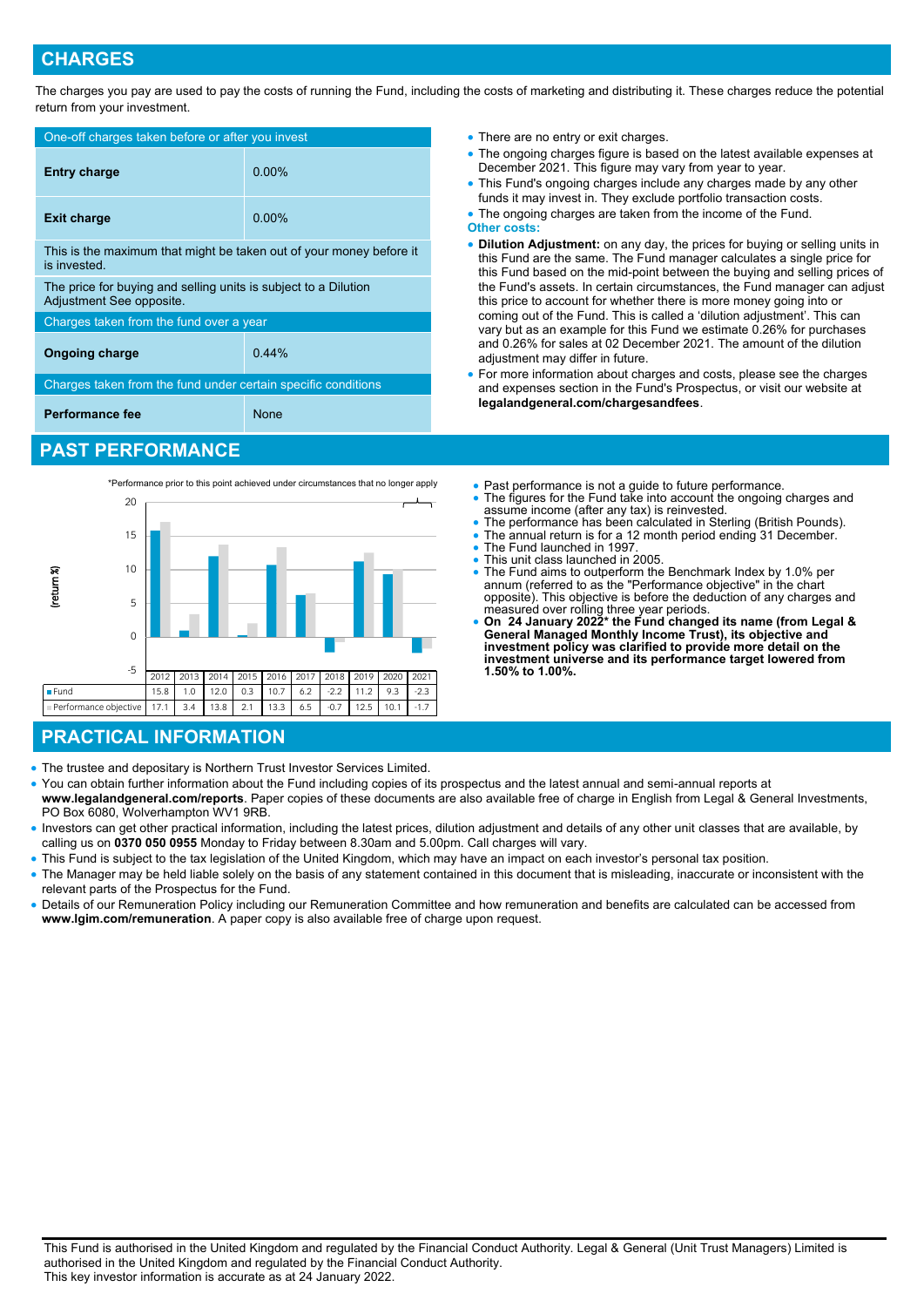## CHARGES

The charges you pay are used to pay the costs of running the Fund, including the costs of marketing and distributing it. These charges reduce the potential return from your investment.

| One-off charges taken before or after you invest | |
|---|---|
| **Entry charge** | 0.00% |
| **Exit charge** | 0.00% |
| This is the maximum that might be taken out of your money before it is invested. | |
| The price for buying and selling units is subject to a Dilution Adjustment See opposite. | |
| **Charges taken from the fund over a year** | |
| **Ongoing charge** | 0.44% |
| **Charges taken from the fund under certain specific conditions** | |
| **Performance fee** | None |

- There are no entry or exit charges.
- The ongoing charges figure is based on the latest available expenses at December 2021. This figure may vary from year to year.
- This Fund's ongoing charges include any charges made by any other funds it may invest in. They exclude portfolio transaction costs.
- The ongoing charges are taken from the income of the Fund.

**Other costs:**

- **Dilution Adjustment:** on any day, the prices for buying or selling units in this Fund are the same. The Fund manager calculates a single price for this Fund based on the mid-point between the buying and selling prices of the Fund's assets. In certain circumstances, the Fund manager can adjust this price to account for whether there is more money going into or coming out of the Fund. This is called a 'dilution adjustment'. This can vary but as an example for this Fund we estimate 0.26% for purchases and 0.26% for sales at 02 December 2021. The amount of the dilution adjustment may differ in future.
- For more information about charges and costs, please see the charges and expenses section in the Fund's Prospectus, or visit our website at **legalandgeneral.com/chargesandfees**.

## PAST PERFORMANCE

*Performance prior to this point achieved under circumstances that no longer apply

(return %)

20
15
10
5
0
-5

| | 2012 | 2013 | 2014 | 2015 | 2016 | 2017 | 2018 | 2019 | 2020 | 2021 |
|---|---|---|---|---|---|---|---|---|---|---|
| Fund | 15.8 | 1.0 | 12.0 | 0.3 | 10.7 | 6.2 | -2.2 | 11.2 | 9.3 | -2.3 |
| Performance objective | 17.1 | 3.4 | 13.8 | 2.1 | 13.3 | 6.5 | -0.7 | 12.5 | 10.1 | -1.7 |

- Past performance is not a guide to future performance.
- The figures for the Fund take into account the ongoing charges and assume income (after any tax) is reinvested.
- The performance has been calculated in Sterling (British Pounds).
- The annual return is for a 12 month period ending 31 December.
- The Fund launched in 1997.
- This unit class launched in 2005.
- The Fund aims to outperform the Benchmark Index by 1.0% per annum (referred to as the "Performance objective" in the chart opposite). This objective is before the deduction of any charges and measured over rolling three year periods.
- **On 24 January 2022* the Fund changed its name (from Legal & General Managed Monthly Income Trust), its objective and investment policy was clarified to provide more detail on the investment universe and its performance target lowered from 1.50% to 1.00%.**

## PRACTICAL INFORMATION

- The trustee and depositary is Northern Trust Investor Services Limited.
- You can obtain further information about the Fund including copies of its prospectus and the latest annual and semi-annual reports at **www.legalandgeneral.com/reports**. Paper copies of these documents are also available free of charge in English from Legal & General Investments, PO Box 6080, Wolverhampton WV1 9RB.
- Investors can get other practical information, including the latest prices, dilution adjustment and details of any other unit classes that are available, by calling us on **0370 050 0955** Monday to Friday between 8.30am and 5.00pm. Call charges will vary.
- This Fund is subject to the tax legislation of the United Kingdom, which may have an impact on each investor's personal tax position.
- The Manager may be held liable solely on the basis of any statement contained in this document that is misleading, inaccurate or inconsistent with the relevant parts of the Prospectus for the Fund.
- Details of our Remuneration Policy including our Remuneration Committee and how remuneration and benefits are calculated can be accessed from **www.lgim.com/remuneration**. A paper copy is also available free of charge upon request.

This Fund is authorised in the United Kingdom and regulated by the Financial Conduct Authority. Legal & General (Unit Trust Managers) Limited is authorised in the United Kingdom and regulated by the Financial Conduct Authority.
This key investor information is accurate as at 24 January 2022.